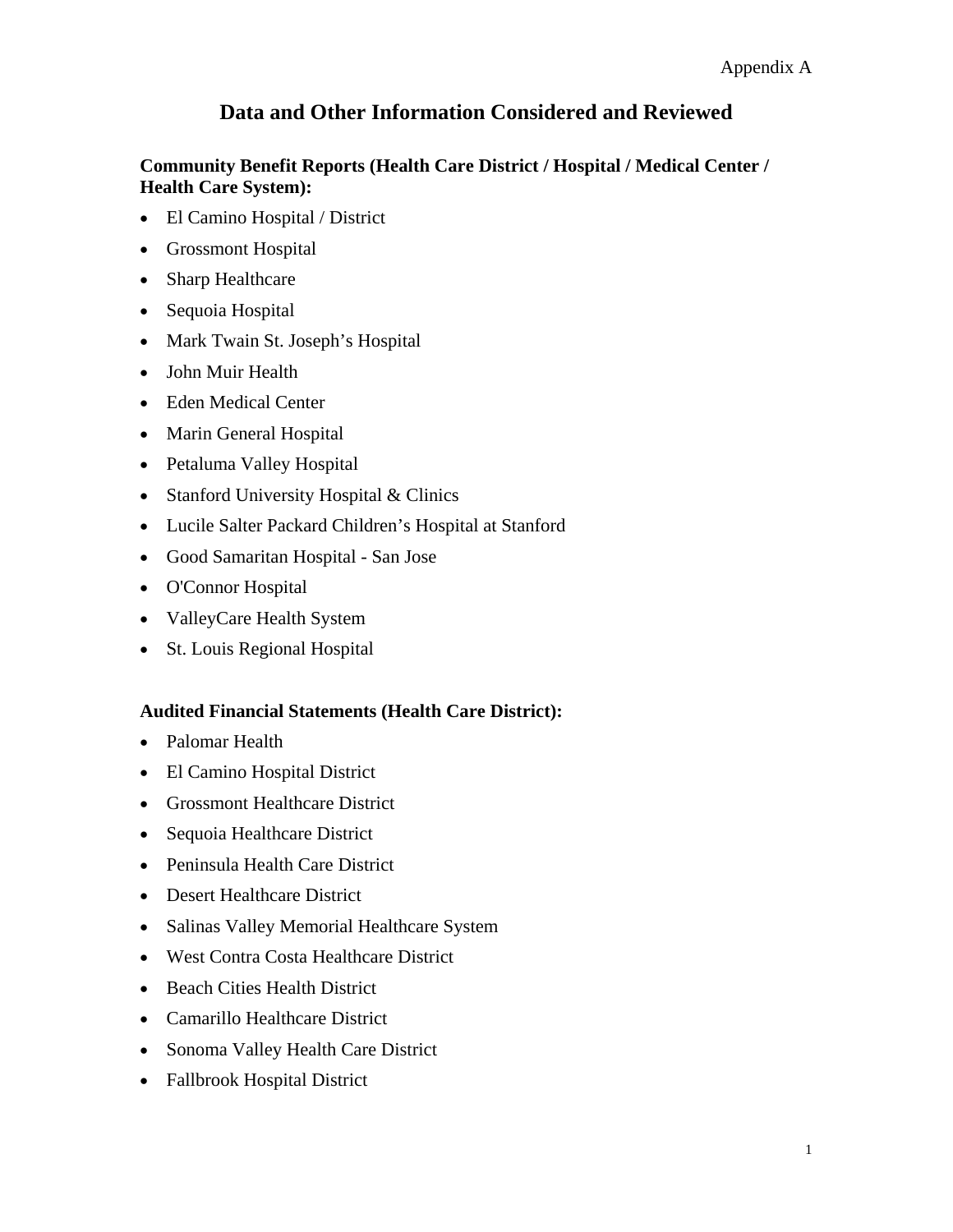Appendix A

# Data and Other Information Considered and Reviewed

**Community Benefit Reports (Health Care District / Hospital / Medical Center / Health Care System):**

- El Camino Hospital / District
- Grossmont Hospital
- Sharp Healthcare
- Sequoia Hospital
- Mark Twain St. Joseph's Hospital
- John Muir Health
- Eden Medical Center
- Marin General Hospital
- Petaluma Valley Hospital
- Stanford University Hospital & Clinics
- Lucile Salter Packard Children's Hospital at Stanford
- Good Samaritan Hospital - San Jose
- O'Connor Hospital
- ValleyCare Health System
- St. Louis Regional Hospital

**Audited Financial Statements (Health Care District):**

- Palomar Health
- El Camino Hospital District
- Grossmont Healthcare District
- Sequoia Healthcare District
- Peninsula Health Care District
- Desert Healthcare District
- Salinas Valley Memorial Healthcare System
- West Contra Costa Healthcare District
- Beach Cities Health District
- Camarillo Healthcare District
- Sonoma Valley Health Care District
- Fallbrook Hospital District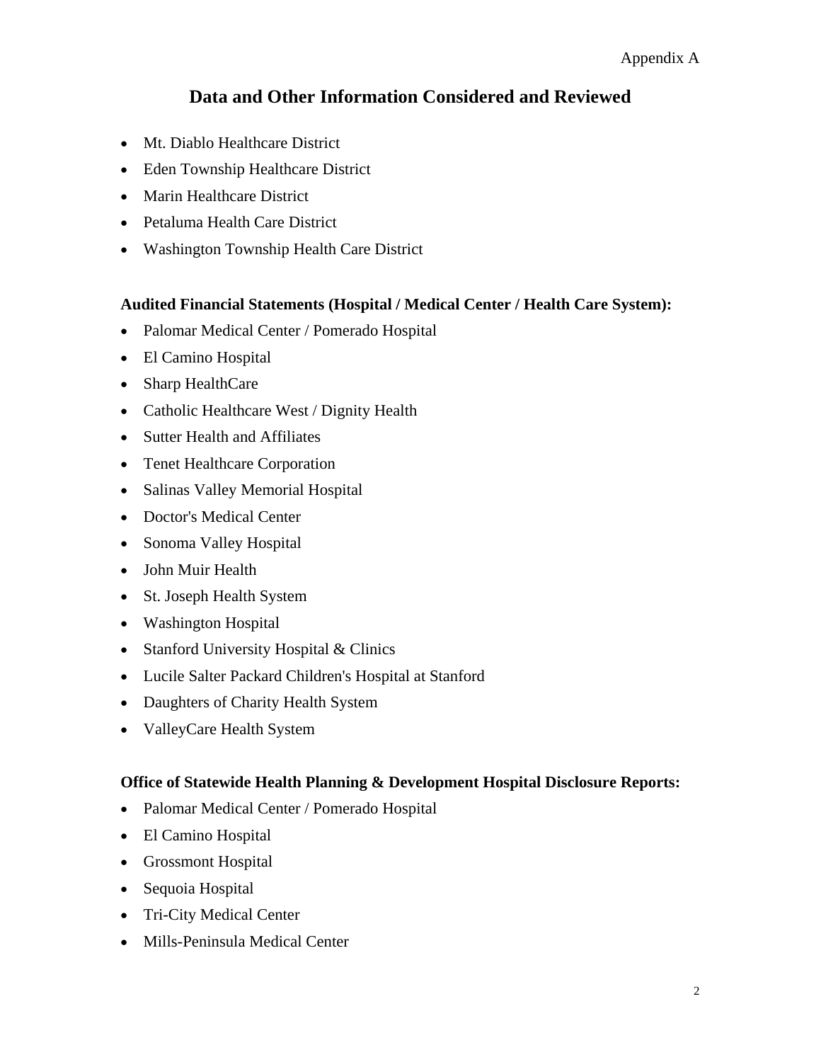Appendix A

## Data and Other Information Considered and Reviewed

- Mt. Diablo Healthcare District
- Eden Township Healthcare District
- Marin Healthcare District
- Petaluma Health Care District
- Washington Township Health Care District

**Audited Financial Statements (Hospital / Medical Center / Health Care System):**

- Palomar Medical Center / Pomerado Hospital
- El Camino Hospital
- Sharp HealthCare
- Catholic Healthcare West / Dignity Health
- Sutter Health and Affiliates
- Tenet Healthcare Corporation
- Salinas Valley Memorial Hospital
- Doctor's Medical Center
- Sonoma Valley Hospital
- John Muir Health
- St. Joseph Health System
- Washington Hospital
- Stanford University Hospital & Clinics
- Lucile Salter Packard Children's Hospital at Stanford
- Daughters of Charity Health System
- ValleyCare Health System

**Office of Statewide Health Planning & Development Hospital Disclosure Reports:**

- Palomar Medical Center / Pomerado Hospital
- El Camino Hospital
- Grossmont Hospital
- Sequoia Hospital
- Tri-City Medical Center
- Mills-Peninsula Medical Center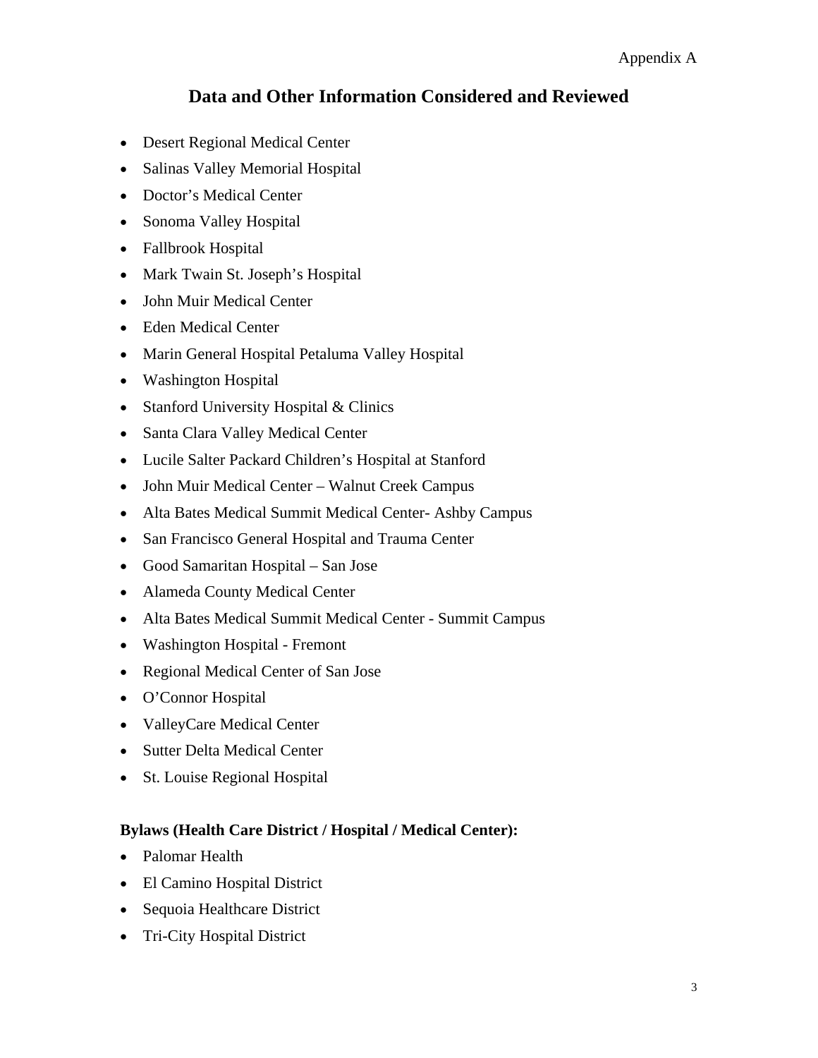Appendix A

## Data and Other Information Considered and Reviewed

- Desert Regional Medical Center
- Salinas Valley Memorial Hospital
- Doctor's Medical Center
- Sonoma Valley Hospital
- Fallbrook Hospital
- Mark Twain St. Joseph's Hospital
- John Muir Medical Center
- Eden Medical Center
- Marin General Hospital Petaluma Valley Hospital
- Washington Hospital
- Stanford University Hospital & Clinics
- Santa Clara Valley Medical Center
- Lucile Salter Packard Children's Hospital at Stanford
- John Muir Medical Center – Walnut Creek Campus
- Alta Bates Medical Summit Medical Center- Ashby Campus
- San Francisco General Hospital and Trauma Center
- Good Samaritan Hospital – San Jose
- Alameda County Medical Center
- Alta Bates Medical Summit Medical Center - Summit Campus
- Washington Hospital - Fremont
- Regional Medical Center of San Jose
- O'Connor Hospital
- ValleyCare Medical Center
- Sutter Delta Medical Center
- St. Louise Regional Hospital

**Bylaws (Health Care District / Hospital / Medical Center):**

- Palomar Health
- El Camino Hospital District
- Sequoia Healthcare District
- Tri-City Hospital District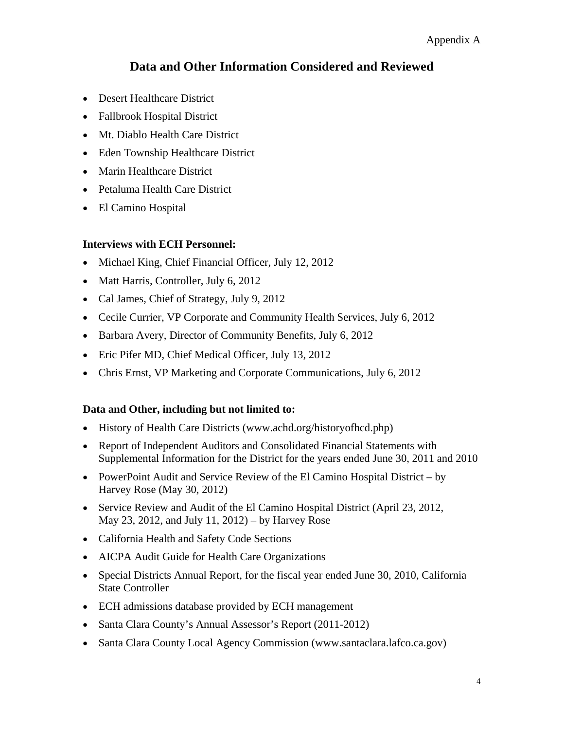Appendix A

# Data and Other Information Considered and Reviewed

- Desert Healthcare District
- Fallbrook Hospital District
- Mt. Diablo Health Care District
- Eden Township Healthcare District
- Marin Healthcare District
- Petaluma Health Care District
- El Camino Hospital

**Interviews with ECH Personnel:**

- Michael King, Chief Financial Officer, July 12, 2012
- Matt Harris, Controller, July 6, 2012
- Cal James, Chief of Strategy, July 9, 2012
- Cecile Currier, VP Corporate and Community Health Services, July 6, 2012
- Barbara Avery, Director of Community Benefits, July 6, 2012
- Eric Pifer MD, Chief Medical Officer, July 13, 2012
- Chris Ernst, VP Marketing and Corporate Communications, July 6, 2012

**Data and Other, including but not limited to:**

- History of Health Care Districts (www.achd.org/historyofhcd.php)
- Report of Independent Auditors and Consolidated Financial Statements with Supplemental Information for the District for the years ended June 30, 2011 and 2010
- PowerPoint Audit and Service Review of the El Camino Hospital District – by Harvey Rose (May 30, 2012)
- Service Review and Audit of the El Camino Hospital District (April 23, 2012, May 23, 2012, and July 11, 2012) – by Harvey Rose
- California Health and Safety Code Sections
- AICPA Audit Guide for Health Care Organizations
- Special Districts Annual Report, for the fiscal year ended June 30, 2010, California State Controller
- ECH admissions database provided by ECH management
- Santa Clara County's Annual Assessor's Report (2011-2012)
- Santa Clara County Local Agency Commission (www.santaclara.lafco.ca.gov)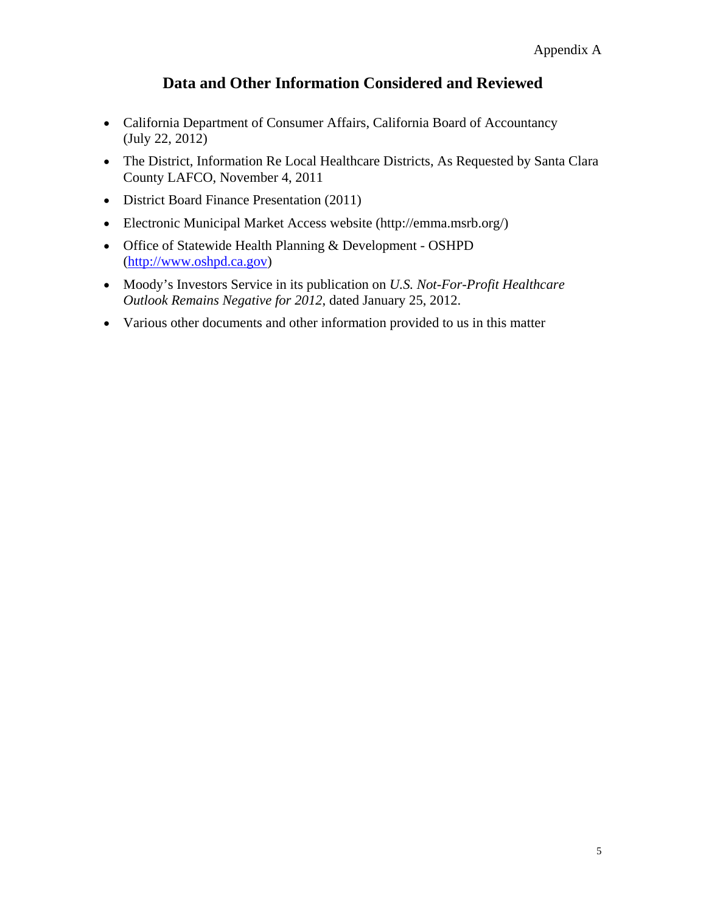Appendix A

## Data and Other Information Considered and Reviewed

- California Department of Consumer Affairs, California Board of Accountancy (July 22, 2012)
- The District, Information Re Local Healthcare Districts, As Requested by Santa Clara County LAFCO, November 4, 2011
- District Board Finance Presentation (2011)
- Electronic Municipal Market Access website (http://emma.msrb.org/)
- Office of Statewide Health Planning & Development - OSHPD (http://www.oshpd.ca.gov)
- Moody's Investors Service in its publication on *U.S. Not-For-Profit Healthcare Outlook Remains Negative for 2012,* dated January 25, 2012.
- Various other documents and other information provided to us in this matter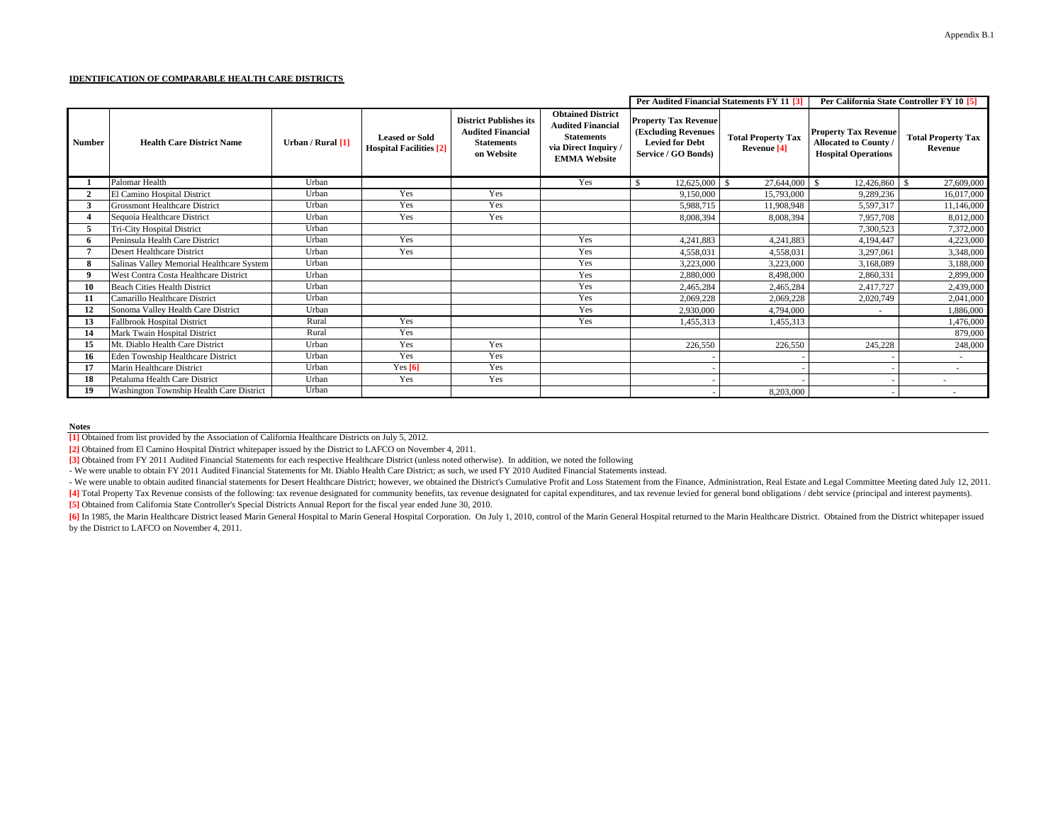Appendix B.1

**IDENTIFICATION OF COMPARABLE HEALTH CARE DISTRICTS**

| Number | Health Care District Name | Urban / Rural [1] | Leased or Sold Hospital Facilities [2] | District Publishes its Audited Financial Statements on Website | Obtained District Audited Financial Statements via Direct Inquiry / EMMA Website | Per Audited Financial Statements FY 11 [3]: Property Tax Revenue (Excluding Revenues Levied for Debt Service / GO Bonds) | Per Audited Financial Statements FY 11 [3]: Total Property Tax Revenue [4] | Per California State Controller FY 10 [5]: Property Tax Revenue Allocated to County / Hospital Operations | Per California State Controller FY 10 [5]: Total Property Tax Revenue |
|---|---|---|---|---|---|---|---|---|---|
| 1 | Palomar Health | Urban | | | Yes | $ 12,625,000 | $ 27,644,000 | $ 12,426,860 | $ 27,609,000 |
| 2 | El Camino Hospital District | Urban | Yes | Yes | | 9,150,000 | 15,793,000 | 9,289,236 | 16,017,000 |
| 3 | Grossmont Healthcare District | Urban | Yes | Yes | | 5,988,715 | 11,908,948 | 5,597,317 | 11,146,000 |
| 4 | Sequoia Healthcare District | Urban | Yes | Yes | | 8,008,394 | 8,008,394 | 7,957,708 | 8,012,000 |
| 5 | Tri-City Hospital District | Urban | | | | | | 7,300,523 | 7,372,000 |
| 6 | Peninsula Health Care District | Urban | Yes | | Yes | 4,241,883 | 4,241,883 | 4,194,447 | 4,223,000 |
| 7 | Desert Healthcare District | Urban | Yes | | Yes | 4,558,031 | 4,558,031 | 3,297,061 | 3,348,000 |
| 8 | Salinas Valley Memorial Healthcare System | Urban | | | Yes | 3,223,000 | 3,223,000 | 3,168,089 | 3,188,000 |
| 9 | West Contra Costa Healthcare District | Urban | | | Yes | 2,880,000 | 8,498,000 | 2,860,331 | 2,899,000 |
| 10 | Beach Cities Health District | Urban | | | Yes | 2,465,284 | 2,465,284 | 2,417,727 | 2,439,000 |
| 11 | Camarillo Healthcare District | Urban | | | Yes | 2,069,228 | 2,069,228 | 2,020,749 | 2,041,000 |
| 12 | Sonoma Valley Health Care District | Urban | | | Yes | 2,930,000 | 4,794,000 | - | 1,886,000 |
| 13 | Fallbrook Hospital District | Rural | Yes | | Yes | 1,455,313 | 1,455,313 | | 1,476,000 |
| 14 | Mark Twain Hospital District | Rural | Yes | | | | | | 879,000 |
| 15 | Mt. Diablo Health Care District | Urban | Yes | Yes | | 226,550 | 226,550 | 245,228 | 248,000 |
| 16 | Eden Township Healthcare District | Urban | Yes | Yes | | - | - | - | - |
| 17 | Marin Healthcare District | Urban | Yes [6] | Yes | | - | - | - | - |
| 18 | Petaluma Health Care District | Urban | Yes | Yes | | - | - | - | - |
| 19 | Washington Township Health Care District | Urban | | | | - | 8,203,000 | - | - |

**Notes**

[1] Obtained from list provided by the Association of California Healthcare Districts on July 5, 2012.

[2] Obtained from El Camino Hospital District whitepaper issued by the District to LAFCO on November 4, 2011.

[3] Obtained from FY 2011 Audited Financial Statements for each respective Healthcare District (unless noted otherwise). In addition, we noted the following

- We were unable to obtain FY 2011 Audited Financial Statements for Mt. Diablo Health Care District; as such, we used FY 2010 Audited Financial Statements instead.
- We were unable to obtain audited financial statements for Desert Healthcare District; however, we obtained the District's Cumulative Profit and Loss Statement from the Finance, Administration, Real Estate and Legal Committee Meeting dated July 12, 2011.

[4] Total Property Tax Revenue consists of the following: tax revenue designated for community benefits, tax revenue designated for capital expenditures, and tax revenue levied for general bond obligations / debt service (principal and interest payments).

[5] Obtained from California State Controller's Special Districts Annual Report for the fiscal year ended June 30, 2010.

[6] In 1985, the Marin Healthcare District leased Marin General Hospital to Marin General Hospital Corporation. On July 1, 2010, control of the Marin General Hospital returned to the Marin Healthcare District. Obtained from the District whitepaper issued by the District to LAFCO on November 4, 2011.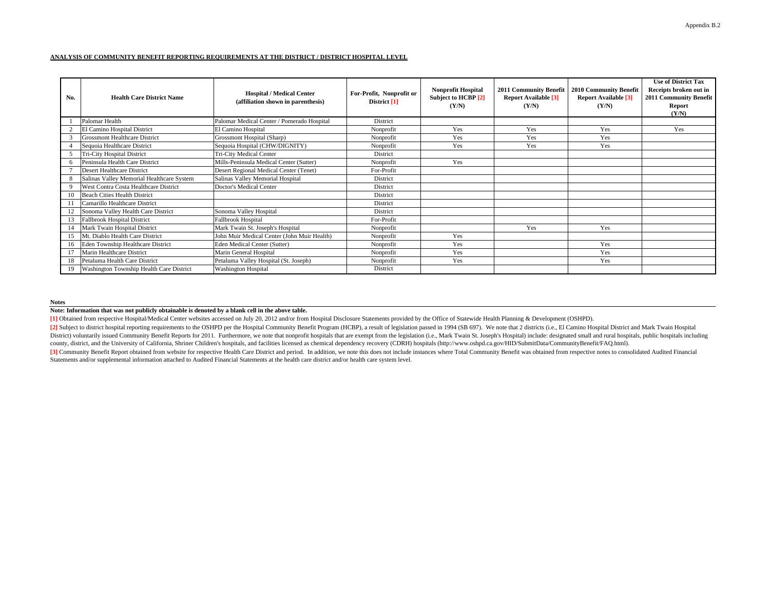Appendix B.2

**ANALYSIS OF COMMUNITY BENEFIT REPORTING REQUIREMENTS AT THE DISTRICT / DISTRICT HOSPITAL LEVEL**

| No. | Health Care District Name | Hospital / Medical Center (affiliation shown in parenthesis) | For-Profit, Nonprofit or District [1] | Nonprofit Hospital Subject to HCBP [2] (Y/N) | 2011 Community Benefit Report Available [3] (Y/N) | 2010 Community Benefit Report Available [3] (Y/N) | Use of District Tax Receipts broken out in 2011 Community Benefit Report (Y/N) |
|---|---|---|---|---|---|---|---|
| 1 | Palomar Health | Palomar Medical Center / Pomerado Hospital | District | | | | |
| 2 | El Camino Hospital District | El Camino Hospital | Nonprofit | Yes | Yes | Yes | Yes |
| 3 | Grossmont Healthcare District | Grossmont Hospital (Sharp) | Nonprofit | Yes | Yes | Yes | |
| 4 | Sequoia Healthcare District | Sequoia Hospital (CHW/DIGNITY) | Nonprofit | Yes | Yes | Yes | |
| 5 | Tri-City Hospital District | Tri-City Medical Center | District | | | | |
| 6 | Peninsula Health Care District | Mills-Peninsula Medical Center (Sutter) | Nonprofit | Yes | | | |
| 7 | Desert Healthcare District | Desert Regional Medical Center (Tenet) | For-Profit | | | | |
| 8 | Salinas Valley Memorial Healthcare System | Salinas Valley Memorial Hospital | District | | | | |
| 9 | West Contra Costa Healthcare District | Doctor's Medical Center | District | | | | |
| 10 | Beach Cities Health District | | District | | | | |
| 11 | Camarillo Healthcare District | | District | | | | |
| 12 | Sonoma Valley Health Care District | Sonoma Valley Hospital | District | | | | |
| 13 | Fallbrook Hospital District | Fallbrook Hospital | For-Profit | | | | |
| 14 | Mark Twain Hospital District | Mark Twain St. Joseph's Hospital | Nonprofit | | Yes | Yes | |
| 15 | Mt. Diablo Health Care District | John Muir Medical Center (John Muir Health) | Nonprofit | Yes | | | |
| 16 | Eden Township Healthcare District | Eden Medical Center (Sutter) | Nonprofit | Yes | | Yes | |
| 17 | Marin Healthcare District | Marin General Hospital | Nonprofit | Yes | | Yes | |
| 18 | Petaluma Health Care District | Petaluma Valley Hospital (St. Joseph) | Nonprofit | Yes | | Yes | |
| 19 | Washington Township Health Care District | Washington Hospital | District | | | | |

**Notes**

**Note: Information that was not publicly obtainable is denoted by a blank cell in the above table.**

[1] Obtained from respective Hospital/Medical Center websites accessed on July 20, 2012 and/or from Hospital Disclosure Statements provided by the Office of Statewide Health Planning & Development (OSHPD).

[2] Subject to district hospital reporting requirements to the OSHPD per the Hospital Community Benefit Program (HCBP), a result of legislation passed in 1994 (SB 697). We note that 2 districts (i.e., El Camino Hospital District and Mark Twain Hospital District) voluntarily issued Community Benefit Reports for 2011. Furthermore, we note that nonprofit hospitals that are exempt from the legislation (i.e., Mark Twain St. Joseph's Hospital) include: designated small and rural hospitals, public hospitals including county, district, and the University of California, Shriner Children's hospitals, and facilities licensed as chemical dependency recovery (CDRH) hospitals (http://www.oshpd.ca.gov/HID/SubmitData/CommunityBenefit/FAQ.html).

[3] Community Benefit Report obtained from website for respective Health Care District and period. In addition, we note this does not include instances where Total Community Benefit was obtained from respective notes to consolidated Audited Financial Statements and/or supplemental information attached to Audited Financial Statements at the health care district and/or health care system level.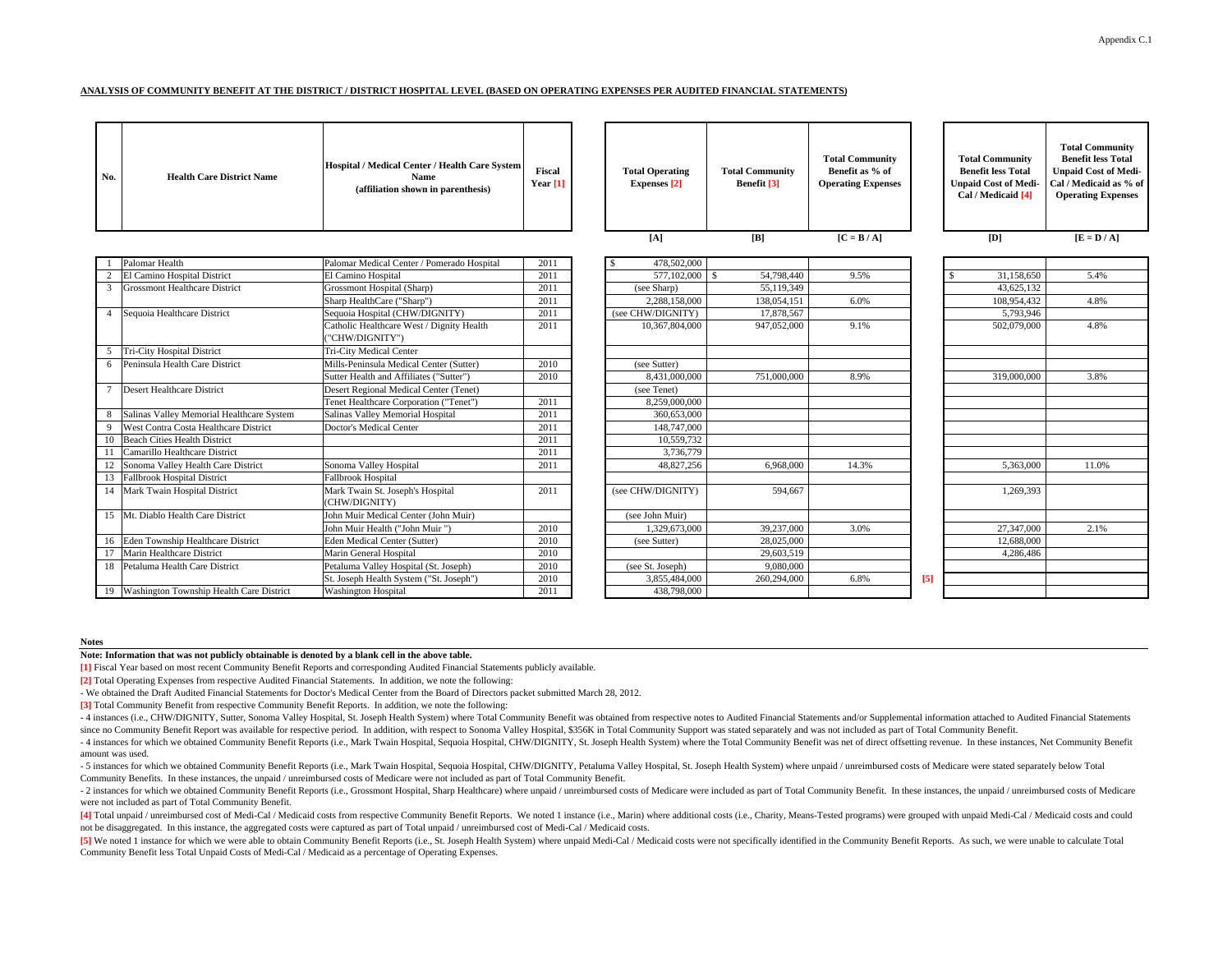Appendix C.1

**ANALYSIS OF COMMUNITY BENEFIT AT THE DISTRICT / DISTRICT HOSPITAL LEVEL (BASED ON OPERATING EXPENSES PER AUDITED FINANCIAL STATEMENTS)**

| No. | Health Care District Name | Hospital / Medical Center / Health Care System Name (affiliation shown in parenthesis) | Fiscal Year [1] | Total Operating Expenses [2] | Total Community Benefit [3] | Total Community Benefit as % of Operating Expenses | | Total Community Benefit less Total Unpaid Cost of Medi-Cal / Medicaid [4] | Total Community Benefit less Total Unpaid Cost of Medi-Cal / Medicaid as % of Operating Expenses |
|---|---|---|---|---|---|---|---|---|---|
| | | | | [A] | [B] | [C = B / A] | | [D] | [E = D / A] |
| 1 | Palomar Health | Palomar Medical Center / Pomerado Hospital | 2011 | $ 478,502,000 | | | | | |
| 2 | El Camino Hospital District | El Camino Hospital | 2011 | 577,102,000 | $ 54,798,440 | 9.5% | | $ 31,158,650 | 5.4% |
| 3 | Grossmont Healthcare District | Grossmont Hospital (Sharp) | 2011 | (see Sharp) | 55,119,349 | | | 43,625,132 | |
| | | Sharp HealthCare ("Sharp") | 2011 | 2,288,158,000 | 138,054,151 | 6.0% | | 108,954,432 | 4.8% |
| 4 | Sequoia Healthcare District | Sequoia Hospital (CHW/DIGNITY) | 2011 | (see CHW/DIGNITY) | 17,878,567 | | | 5,793,946 | |
| | | Catholic Healthcare West / Dignity Health ("CHW/DIGNITY") | 2011 | 10,367,804,000 | 947,052,000 | 9.1% | | 502,079,000 | 4.8% |
| 5 | Tri-City Hospital District | Tri-City Medical Center | | | | | | | |
| 6 | Peninsula Health Care District | Mills-Peninsula Medical Center (Sutter) | 2010 | (see Sutter) | | | | | |
| | | Sutter Health and Affiliates ("Sutter") | 2010 | 8,431,000,000 | 751,000,000 | 8.9% | | 319,000,000 | 3.8% |
| 7 | Desert Healthcare District | Desert Regional Medical Center (Tenet) | | (see Tenet) | | | | | |
| | | Tenet Healthcare Corporation ("Tenet") | 2011 | 8,259,000,000 | | | | | |
| 8 | Salinas Valley Memorial Healthcare System | Salinas Valley Memorial Hospital | 2011 | 360,653,000 | | | | | |
| 9 | West Contra Costa Healthcare District | Doctor's Medical Center | 2011 | 148,747,000 | | | | | |
| 10 | Beach Cities Health District | | 2011 | 10,559,732 | | | | | |
| 11 | Camarillo Healthcare District | | 2011 | 3,736,779 | | | | | |
| 12 | Sonoma Valley Health Care District | Sonoma Valley Hospital | 2011 | 48,827,256 | 6,968,000 | 14.3% | | 5,363,000 | 11.0% |
| 13 | Fallbrook Hospital District | Fallbrook Hospital | | | | | | | |
| 14 | Mark Twain Hospital District | Mark Twain St. Joseph's Hospital (CHW/DIGNITY) | 2011 | (see CHW/DIGNITY) | 594,667 | | | 1,269,393 | |
| 15 | Mt. Diablo Health Care District | John Muir Medical Center (John Muir) | | (see John Muir) | | | | | |
| | | John Muir Health ("John Muir ") | 2010 | 1,329,673,000 | 39,237,000 | 3.0% | | 27,347,000 | 2.1% |
| 16 | Eden Township Healthcare District | Eden Medical Center (Sutter) | 2010 | (see Sutter) | 28,025,000 | | | 12,688,000 | |
| 17 | Marin Healthcare District | Marin General Hospital | 2010 | | 29,603,519 | | | 4,286,486 | |
| 18 | Petaluma Health Care District | Petaluma Valley Hospital (St. Joseph) | 2010 | (see St. Joseph) | 9,080,000 | | | | |
| | | St. Joseph Health System ("St. Joseph") | 2010 | 3,855,484,000 | 260,294,000 | 6.8% | [5] | | |
| 19 | Washington Township Health Care District | Washington Hospital | 2011 | 438,798,000 | | | | | |

**Notes**

**Note: Information that was not publicly obtainable is denoted by a blank cell in the above table.**

[1] Fiscal Year based on most recent Community Benefit Reports and corresponding Audited Financial Statements publicly available.

[2] Total Operating Expenses from respective Audited Financial Statements. In addition, we note the following:

- We obtained the Draft Audited Financial Statements for Doctor's Medical Center from the Board of Directors packet submitted March 28, 2012.

[3] Total Community Benefit from respective Community Benefit Reports. In addition, we note the following:

- 4 instances (i.e., CHW/DIGNITY, Sutter, Sonoma Valley Hospital, St. Joseph Health System) where Total Community Benefit was obtained from respective notes to Audited Financial Statements and/or Supplemental information attached to Audited Financial Statements since no Community Benefit Report was available for respective period. In addition, with respect to Sonoma Valley Hospital, $356K in Total Community Support was stated separately and was not included as part of Total Community Benefit.
- 4 instances for which we obtained Community Benefit Reports (i.e., Mark Twain Hospital, Sequoia Hospital, CHW/DIGNITY, St. Joseph Health System) where the Total Community Benefit was net of direct offsetting revenue. In these instances, Net Community Benefit amount was used.
- 5 instances for which we obtained Community Benefit Reports (i.e., Mark Twain Hospital, Sequoia Hospital, CHW/DIGNITY, Petaluma Valley Hospital, St. Joseph Health System) where unpaid / unreimbursed costs of Medicare were stated separately below Total Community Benefits. In these instances, the unpaid / unreimbursed costs of Medicare were not included as part of Total Community Benefit.
- 2 instances for which we obtained Community Benefit Reports (i.e., Grossmont Hospital, Sharp Healthcare) where unpaid / unreimbursed costs of Medicare were included as part of Total Community Benefit. In these instances, the unpaid / unreimbursed costs of Medicare were not included as part of Total Community Benefit.

[4] Total unpaid / unreimbursed cost of Medi-Cal / Medicaid costs from respective Community Benefit Reports. We noted 1 instance (i.e., Marin) where additional costs (i.e., Charity, Means-Tested programs) were grouped with unpaid Medi-Cal / Medicaid costs and could not be disaggregated. In this instance, the aggregated costs were captured as part of Total unpaid / unreimbursed cost of Medi-Cal / Medicaid costs.

[5] We noted 1 instance for which we were able to obtain Community Benefit Reports (i.e., St. Joseph Health System) where unpaid Medi-Cal / Medicaid costs were not specifically identified in the Community Benefit Reports. As such, we were unable to calculate Total Community Benefit less Total Unpaid Costs of Medi-Cal / Medicaid as a percentage of Operating Expenses.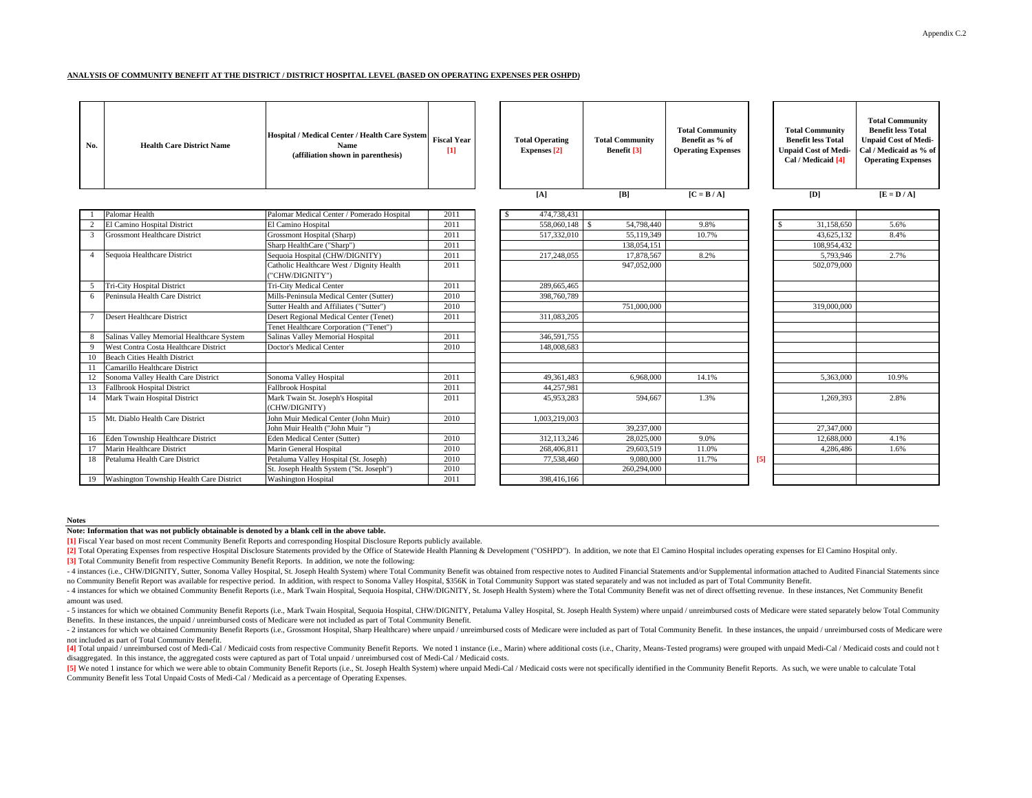**ANALYSIS OF COMMUNITY BENEFIT AT THE DISTRICT / DISTRICT HOSPITAL LEVEL (BASED ON OPERATING EXPENSES PER OSHPD)**

| No. | Health Care District Name | Hospital / Medical Center / Health Care System Name (affiliation shown in parenthesis) | Fiscal Year [1] | Total Operating Expenses [2] | Total Community Benefit [3] | Total Community Benefit as % of Operating Expenses | | Total Community Benefit less Total Unpaid Cost of Medi-Cal / Medicaid [4] | Total Community Benefit less Total Unpaid Cost of Medi-Cal / Medicaid as % of Operating Expenses |
|---|---|---|---|---|---|---|---|---|---|
| | | | | [A] | [B] | [C = B / A] | | [D] | [E = D / A] |
| 1 | Palomar Health | Palomar Medical Center / Pomerado Hospital | 2011 | $ 474,738,431 | | | | | |
| 2 | El Camino Hospital District | El Camino Hospital | 2011 | 558,060,148 | $ 54,798,440 | 9.8% | | $ 31,158,650 | 5.6% |
| 3 | Grossmont Healthcare District | Grossmont Hospital (Sharp) | 2011 | 517,332,010 | 55,119,349 | 10.7% | | 43,625,132 | 8.4% |
| | | Sharp HealthCare ("Sharp") | 2011 | | 138,054,151 | | | 108,954,432 | |
| 4 | Sequoia Healthcare District | Sequoia Hospital (CHW/DIGNITY) | 2011 | 217,248,055 | 17,878,567 | 8.2% | | 5,793,946 | 2.7% |
| | | Catholic Healthcare West / Dignity Health ("CHW/DIGNITY") | 2011 | | 947,052,000 | | | 502,079,000 | |
| 5 | Tri-City Hospital District | Tri-City Medical Center | 2011 | 289,665,465 | | | | | |
| 6 | Peninsula Health Care District | Mills-Peninsula Medical Center (Sutter) | 2010 | 398,760,789 | | | | | |
| | | Sutter Health and Affiliates ("Sutter") | 2010 | | 751,000,000 | | | 319,000,000 | |
| 7 | Desert Healthcare District | Desert Regional Medical Center (Tenet) | 2011 | 311,083,205 | | | | | |
| | | Tenet Healthcare Corporation ("Tenet") | | | | | | | |
| 8 | Salinas Valley Memorial Healthcare System | Salinas Valley Memorial Hospital | 2011 | 346,591,755 | | | | | |
| 9 | West Contra Costa Healthcare District | Doctor's Medical Center | 2010 | 148,008,683 | | | | | |
| 10 | Beach Cities Health District | | | | | | | | |
| 11 | Camarillo Healthcare District | | | | | | | | |
| 12 | Sonoma Valley Health Care District | Sonoma Valley Hospital | 2011 | 49,361,483 | 6,968,000 | 14.1% | | 5,363,000 | 10.9% |
| 13 | Fallbrook Hospital District | Fallbrook Hospital | 2011 | 44,257,981 | | | | | |
| 14 | Mark Twain Hospital District | Mark Twain St. Joseph's Hospital (CHW/DIGNITY) | 2011 | 45,953,283 | 594,667 | 1.3% | | 1,269,393 | 2.8% |
| 15 | Mt. Diablo Health Care District | John Muir Medical Center (John Muir) | 2010 | 1,003,219,003 | | | | | |
| | | John Muir Health ("John Muir ") | | | 39,237,000 | | | 27,347,000 | |
| 16 | Eden Township Healthcare District | Eden Medical Center (Sutter) | 2010 | 312,113,246 | 28,025,000 | 9.0% | | 12,688,000 | 4.1% |
| 17 | Marin Healthcare District | Marin General Hospital | 2010 | 268,406,811 | 29,603,519 | 11.0% | | 4,286,486 | 1.6% |
| 18 | Petaluma Health Care District | Petaluma Valley Hospital (St. Joseph) | 2010 | 77,538,460 | 9,080,000 | 11.7% | [5] | | |
| | | St. Joseph Health System ("St. Joseph") | 2010 | | 260,294,000 | | | | |
| 19 | Washington Township Health Care District | Washington Hospital | 2011 | 398,416,166 | | | | | |

**Notes**

**Note: Information that was not publicly obtainable is denoted by a blank cell in the above table.**

[1] Fiscal Year based on most recent Community Benefit Reports and corresponding Hospital Disclosure Reports publicly available.

[2] Total Operating Expenses from respective Hospital Disclosure Statements provided by the Office of Statewide Health Planning & Development ("OSHPD"). In addition, we note that El Camino Hospital includes operating expenses for El Camino Hospital only.

[3] Total Community Benefit from respective Community Benefit Reports. In addition, we note the following:

- 4 instances (i.e., CHW/DIGNITY, Sutter, Sonoma Valley Hospital, St. Joseph Health System) where Total Community Benefit was obtained from respective notes to Audited Financial Statements and/or Supplemental information attached to Audited Financial Statements since no Community Benefit Report was available for respective period. In addition, with respect to Sonoma Valley Hospital, $356K in Total Community Support was stated separately and was not included as part of Total Community Benefit.

- 4 instances for which we obtained Community Benefit Reports (i.e., Mark Twain Hospital, Sequoia Hospital, CHW/DIGNITY, St. Joseph Health System) where the Total Community Benefit was net of direct offsetting revenue. In these instances, Net Community Benefit amount was used.

- 5 instances for which we obtained Community Benefit Reports (i.e., Mark Twain Hospital, Sequoia Hospital, CHW/DIGNITY, Petaluma Valley Hospital, St. Joseph Health System) where unpaid / unreimbursed costs of Medicare were stated separately below Total Community Benefits. In these instances, the unpaid / unreimbursed costs of Medicare were not included as part of Total Community Benefit.

- 2 instances for which we obtained Community Benefit Reports (i.e., Grossmont Hospital, Sharp Healthcare) where unpaid / unreimbursed costs of Medicare were included as part of Total Community Benefit. In these instances, the unpaid / unreimbursed costs of Medicare were not included as part of Total Community Benefit.

[4] Total unpaid / unreimbursed cost of Medi-Cal / Medicaid costs from respective Community Benefit Reports. We noted 1 instance (i.e., Marin) where additional costs (i.e., Charity, Means-Tested programs) were grouped with unpaid Medi-Cal / Medicaid costs and could not b disaggregated. In this instance, the aggregated costs were captured as part of Total unpaid / unreimbursed cost of Medi-Cal / Medicaid costs.

[5] We noted 1 instance for which we were able to obtain Community Benefit Reports (i.e., St. Joseph Health System) where unpaid Medi-Cal / Medicaid costs were not specifically identified in the Community Benefit Reports. As such, we were unable to calculate Total Community Benefit less Total Unpaid Costs of Medi-Cal / Medicaid as a percentage of Operating Expenses.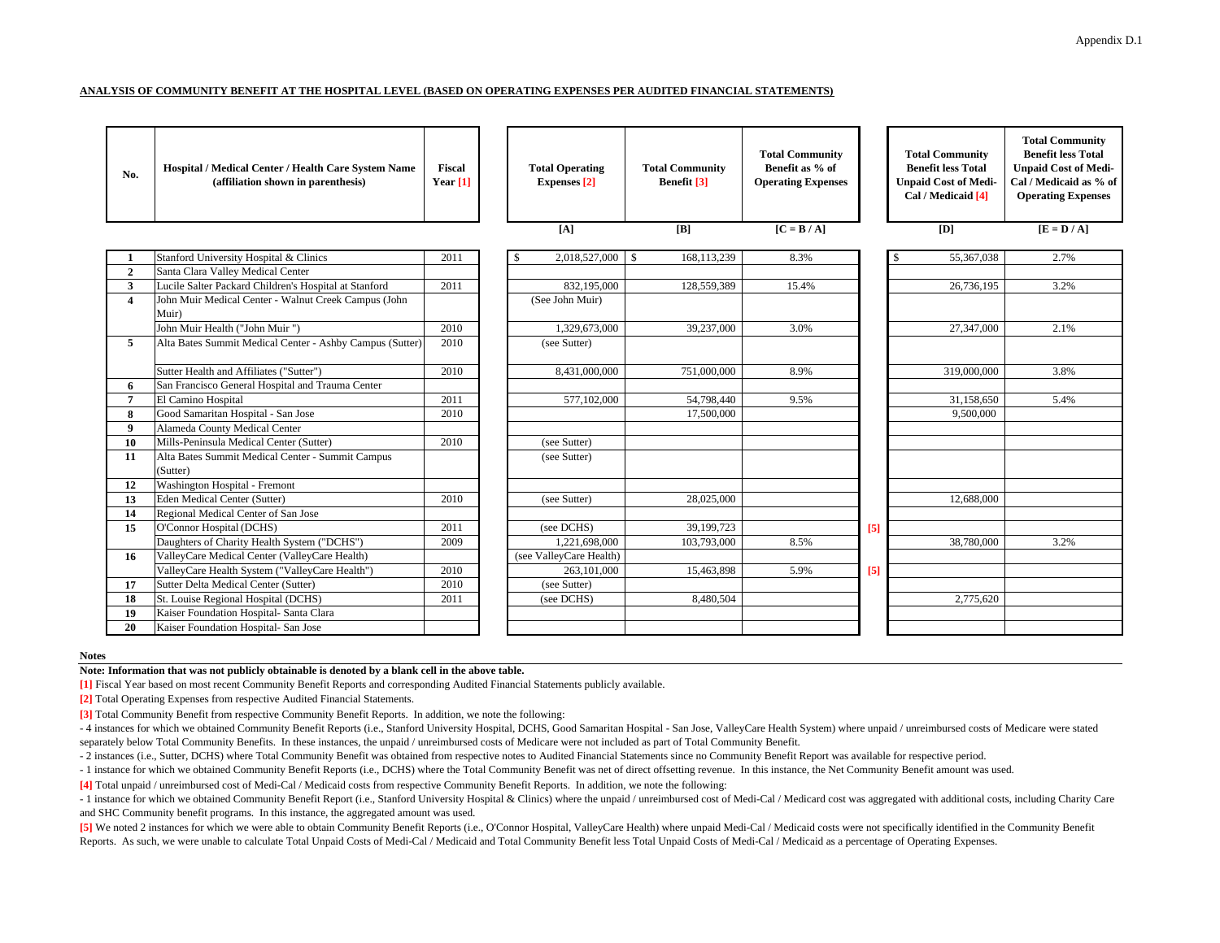Appendix D.1

**ANALYSIS OF COMMUNITY BENEFIT AT THE HOSPITAL LEVEL (BASED ON OPERATING EXPENSES PER AUDITED FINANCIAL STATEMENTS)**

| No. | Hospital / Medical Center / Health Care System Name (affiliation shown in parenthesis) | Fiscal Year [1] | Total Operating Expenses [2] | Total Community Benefit [3] | Total Community Benefit as % of Operating Expenses | | Total Community Benefit less Total Unpaid Cost of Medi-Cal / Medicaid [4] | Total Community Benefit less Total Unpaid Cost of Medi-Cal / Medicaid as % of Operating Expenses |
|---|---|---|---|---|---|---|---|---|
| | | | [A] | [B] | [C = B / A] | | [D] | [E = D / A] |
| 1 | Stanford University Hospital & Clinics | 2011 | $ 2,018,527,000 | $ 168,113,239 | 8.3% | | $ 55,367,038 | 2.7% |
| 2 | Santa Clara Valley Medical Center | | | | | | | |
| 3 | Lucile Salter Packard Children's Hospital at Stanford | 2011 | 832,195,000 | 128,559,389 | 15.4% | | 26,736,195 | 3.2% |
| 4 | John Muir Medical Center - Walnut Creek Campus (John Muir) | | (See John Muir) | | | | | |
| | John Muir Health ("John Muir ") | 2010 | 1,329,673,000 | 39,237,000 | 3.0% | | 27,347,000 | 2.1% |
| 5 | Alta Bates Summit Medical Center - Ashby Campus (Sutter) | 2010 | (see Sutter) | | | | | |
| | Sutter Health and Affiliates ("Sutter") | 2010 | 8,431,000,000 | 751,000,000 | 8.9% | | 319,000,000 | 3.8% |
| 6 | San Francisco General Hospital and Trauma Center | | | | | | | |
| 7 | El Camino Hospital | 2011 | 577,102,000 | 54,798,440 | 9.5% | | 31,158,650 | 5.4% |
| 8 | Good Samaritan Hospital - San Jose | 2010 | | 17,500,000 | | | 9,500,000 | |
| 9 | Alameda County Medical Center | | | | | | | |
| 10 | Mills-Peninsula Medical Center (Sutter) | 2010 | (see Sutter) | | | | | |
| 11 | Alta Bates Summit Medical Center - Summit Campus (Sutter) | | (see Sutter) | | | | | |
| 12 | Washington Hospital - Fremont | | | | | | | |
| 13 | Eden Medical Center (Sutter) | 2010 | (see Sutter) | 28,025,000 | | | 12,688,000 | |
| 14 | Regional Medical Center of San Jose | | | | | | | |
| 15 | O'Connor Hospital (DCHS) | 2011 | (see DCHS) | 39,199,723 | | [5] | | |
| | Daughters of Charity Health System ("DCHS") | 2009 | 1,221,698,000 | 103,793,000 | 8.5% | | 38,780,000 | 3.2% |
| 16 | ValleyCare Medical Center (ValleyCare Health) | | (see ValleyCare Health) | | | | | |
| | ValleyCare Health System ("ValleyCare Health") | 2010 | 263,101,000 | 15,463,898 | 5.9% | [5] | | |
| 17 | Sutter Delta Medical Center (Sutter) | 2010 | (see Sutter) | | | | | |
| 18 | St. Louise Regional Hospital (DCHS) | 2011 | (see DCHS) | 8,480,504 | | | 2,775,620 | |
| 19 | Kaiser Foundation Hospital- Santa Clara | | | | | | | |
| 20 | Kaiser Foundation Hospital- San Jose | | | | | | | |

**Notes**

**Note: Information that was not publicly obtainable is denoted by a blank cell in the above table.**

[1] Fiscal Year based on most recent Community Benefit Reports and corresponding Audited Financial Statements publicly available.

[2] Total Operating Expenses from respective Audited Financial Statements.

[3] Total Community Benefit from respective Community Benefit Reports. In addition, we note the following:

- 4 instances for which we obtained Community Benefit Reports (i.e., Stanford University Hospital, DCHS, Good Samaritan Hospital - San Jose, ValleyCare Health System) where unpaid / unreimbursed costs of Medicare were stated separately below Total Community Benefits. In these instances, the unpaid / unreimbursed costs of Medicare were not included as part of Total Community Benefit.
- 2 instances (i.e., Sutter, DCHS) where Total Community Benefit was obtained from respective notes to Audited Financial Statements since no Community Benefit Report was available for respective period.
- 1 instance for which we obtained Community Benefit Reports (i.e., DCHS) where the Total Community Benefit was net of direct offsetting revenue. In this instance, the Net Community Benefit amount was used.

[4] Total unpaid / unreimbursed cost of Medi-Cal / Medicaid costs from respective Community Benefit Reports. In addition, we note the following:

- 1 instance for which we obtained Community Benefit Report (i.e., Stanford University Hospital & Clinics) where the unpaid / unreimbursed cost of Medi-Cal / Medicard cost was aggregated with additional costs, including Charity Care and SHC Community benefit programs. In this instance, the aggregated amount was used.

[5] We noted 2 instances for which we were able to obtain Community Benefit Reports (i.e., O'Connor Hospital, ValleyCare Health) where unpaid Medi-Cal / Medicaid costs were not specifically identified in the Community Benefit Reports. As such, we were unable to calculate Total Unpaid Costs of Medi-Cal / Medicaid and Total Community Benefit less Total Unpaid Costs of Medi-Cal / Medicaid as a percentage of Operating Expenses.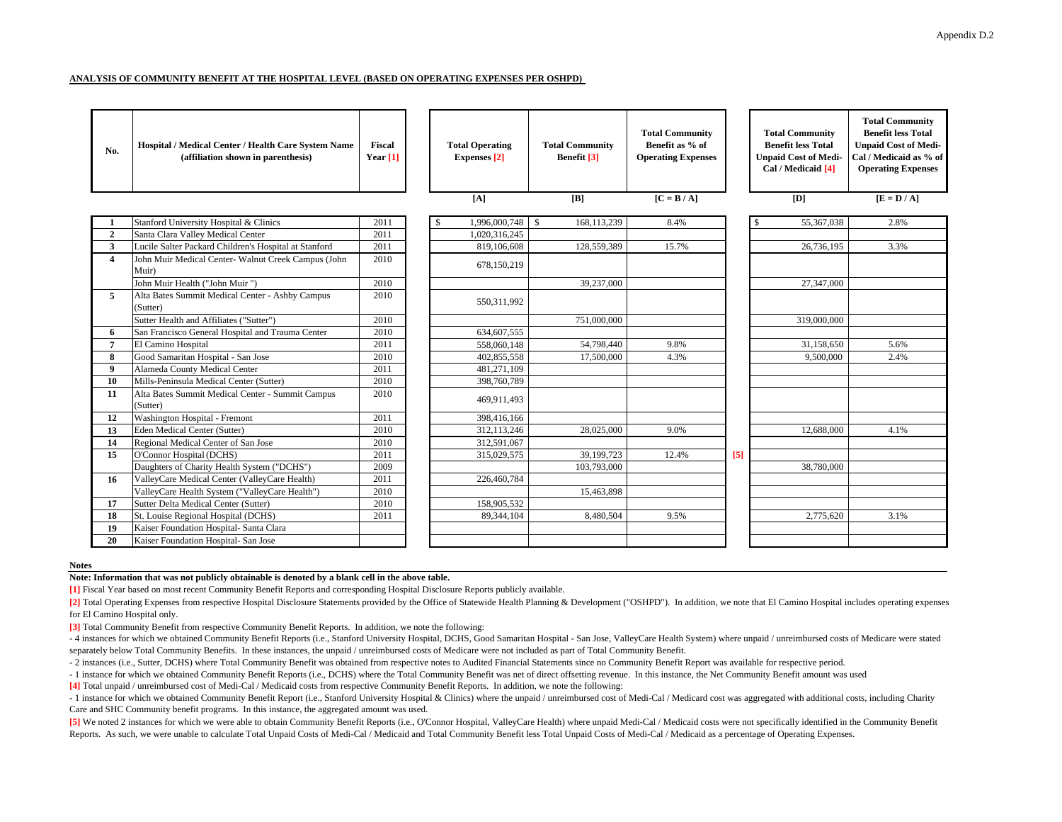Appendix D.2

**ANALYSIS OF COMMUNITY BENEFIT AT THE HOSPITAL LEVEL (BASED ON OPERATING EXPENSES PER OSHPD)**

| No. | Hospital / Medical Center / Health Care System Name (affiliation shown in parenthesis) | Fiscal Year [1] | Total Operating Expenses [2] | Total Community Benefit [3] | Total Community Benefit as % of Operating Expenses | | Total Community Benefit less Total Unpaid Cost of Medi-Cal / Medicaid [4] | Total Community Benefit less Total Unpaid Cost of Medi-Cal / Medicaid as % of Operating Expenses |
|---|---|---|---|---|---|---|---|---|
| | | | [A] | [B] | [C = B / A] | | [D] | [E = D / A] |
| 1 | Stanford University Hospital & Clinics | 2011 | $ 1,996,000,748 | $ 168,113,239 | 8.4% | | $ 55,367,038 | 2.8% |
| 2 | Santa Clara Valley Medical Center | 2011 | 1,020,316,245 | | | | | |
| 3 | Lucile Salter Packard Children's Hospital at Stanford | 2011 | 819,106,608 | 128,559,389 | 15.7% | | 26,736,195 | 3.3% |
| 4 | John Muir Medical Center- Walnut Creek Campus (John Muir) | 2010 | 678,150,219 | | | | | |
| | John Muir Health ("John Muir ") | 2010 | | 39,237,000 | | | 27,347,000 | |
| 5 | Alta Bates Summit Medical Center - Ashby Campus (Sutter) | 2010 | 550,311,992 | | | | | |
| | Sutter Health and Affiliates ("Sutter") | 2010 | | 751,000,000 | | | 319,000,000 | |
| 6 | San Francisco General Hospital and Trauma Center | 2010 | 634,607,555 | | | | | |
| 7 | El Camino Hospital | 2011 | 558,060,148 | 54,798,440 | 9.8% | | 31,158,650 | 5.6% |
| 8 | Good Samaritan Hospital - San Jose | 2010 | 402,855,558 | 17,500,000 | 4.3% | | 9,500,000 | 2.4% |
| 9 | Alameda County Medical Center | 2011 | 481,271,109 | | | | | |
| 10 | Mills-Peninsula Medical Center (Sutter) | 2010 | 398,760,789 | | | | | |
| 11 | Alta Bates Summit Medical Center - Summit Campus (Sutter) | 2010 | 469,911,493 | | | | | |
| 12 | Washington Hospital - Fremont | 2011 | 398,416,166 | | | | | |
| 13 | Eden Medical Center (Sutter) | 2010 | 312,113,246 | 28,025,000 | 9.0% | | 12,688,000 | 4.1% |
| 14 | Regional Medical Center of San Jose | 2010 | 312,591,067 | | | | | |
| 15 | O'Connor Hospital (DCHS) | 2011 | 315,029,575 | 39,199,723 | 12.4% | [5] | | |
| | Daughters of Charity Health System ("DCHS") | 2009 | | 103,793,000 | | | 38,780,000 | |
| 16 | ValleyCare Medical Center (ValleyCare Health) | 2011 | 226,460,784 | | | | | |
| | ValleyCare Health System ("ValleyCare Health") | 2010 | | 15,463,898 | | | | |
| 17 | Sutter Delta Medical Center (Sutter) | 2010 | 158,905,532 | | | | | |
| 18 | St. Louise Regional Hospital (DCHS) | 2011 | 89,344,104 | 8,480,504 | 9.5% | | 2,775,620 | 3.1% |
| 19 | Kaiser Foundation Hospital- Santa Clara | | | | | | | |
| 20 | Kaiser Foundation Hospital- San Jose | | | | | | | |

**Notes**

**Note: Information that was not publicly obtainable is denoted by a blank cell in the above table.**

[1] Fiscal Year based on most recent Community Benefit Reports and corresponding Hospital Disclosure Reports publicly available.

[2] Total Operating Expenses from respective Hospital Disclosure Statements provided by the Office of Statewide Health Planning & Development ("OSHPD"). In addition, we note that El Camino Hospital includes operating expenses for El Camino Hospital only.

[3] Total Community Benefit from respective Community Benefit Reports. In addition, we note the following:

- 4 instances for which we obtained Community Benefit Reports (i.e., Stanford University Hospital, DCHS, Good Samaritan Hospital - San Jose, ValleyCare Health System) where unpaid / unreimbursed costs of Medicare were stated separately below Total Community Benefits. In these instances, the unpaid / unreimbursed costs of Medicare were not included as part of Total Community Benefit.
- 2 instances (i.e., Sutter, DCHS) where Total Community Benefit was obtained from respective notes to Audited Financial Statements since no Community Benefit Report was available for respective period.
- 1 instance for which we obtained Community Benefit Reports (i.e., DCHS) where the Total Community Benefit was net of direct offsetting revenue. In this instance, the Net Community Benefit amount was used

[4] Total unpaid / unreimbursed cost of Medi-Cal / Medicaid costs from respective Community Benefit Reports. In addition, we note the following:

- 1 instance for which we obtained Community Benefit Report (i.e., Stanford University Hospital & Clinics) where the unpaid / unreimbursed cost of Medi-Cal / Medicard cost was aggregated with additional costs, including Charity Care and SHC Community benefit programs. In this instance, the aggregated amount was used.

[5] We noted 2 instances for which we were able to obtain Community Benefit Reports (i.e., O'Connor Hospital, ValleyCare Health) where unpaid Medi-Cal / Medicaid costs were not specifically identified in the Community Benefit Reports. As such, we were unable to calculate Total Unpaid Costs of Medi-Cal / Medicaid and Total Community Benefit less Total Unpaid Costs of Medi-Cal / Medicaid as a percentage of Operating Expenses.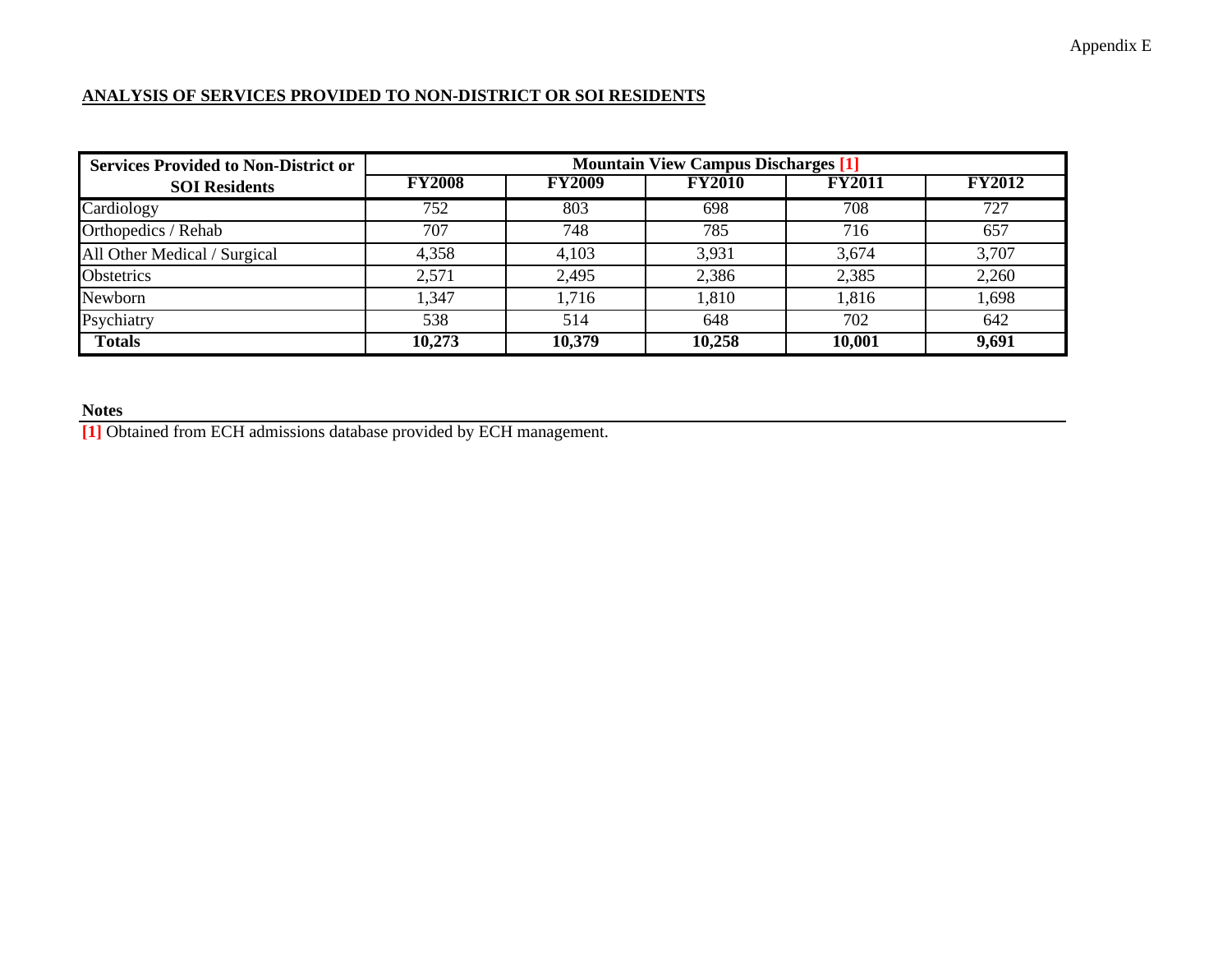Appendix E

## ANALYSIS OF SERVICES PROVIDED TO NON-DISTRICT OR SOI RESIDENTS

| Services Provided to Non-District or SOI Residents | Mountain View Campus Discharges [1] | | | | |
|---|---|---|---|---|---|
| | FY2008 | FY2009 | FY2010 | FY2011 | FY2012 |
| Cardiology | 752 | 803 | 698 | 708 | 727 |
| Orthopedics / Rehab | 707 | 748 | 785 | 716 | 657 |
| All Other Medical / Surgical | 4,358 | 4,103 | 3,931 | 3,674 | 3,707 |
| Obstetrics | 2,571 | 2,495 | 2,386 | 2,385 | 2,260 |
| Newborn | 1,347 | 1,716 | 1,810 | 1,816 | 1,698 |
| Psychiatry | 538 | 514 | 648 | 702 | 642 |
| **Totals** | **10,273** | **10,379** | **10,258** | **10,001** | **9,691** |

**Notes**

[1] Obtained from ECH admissions database provided by ECH management.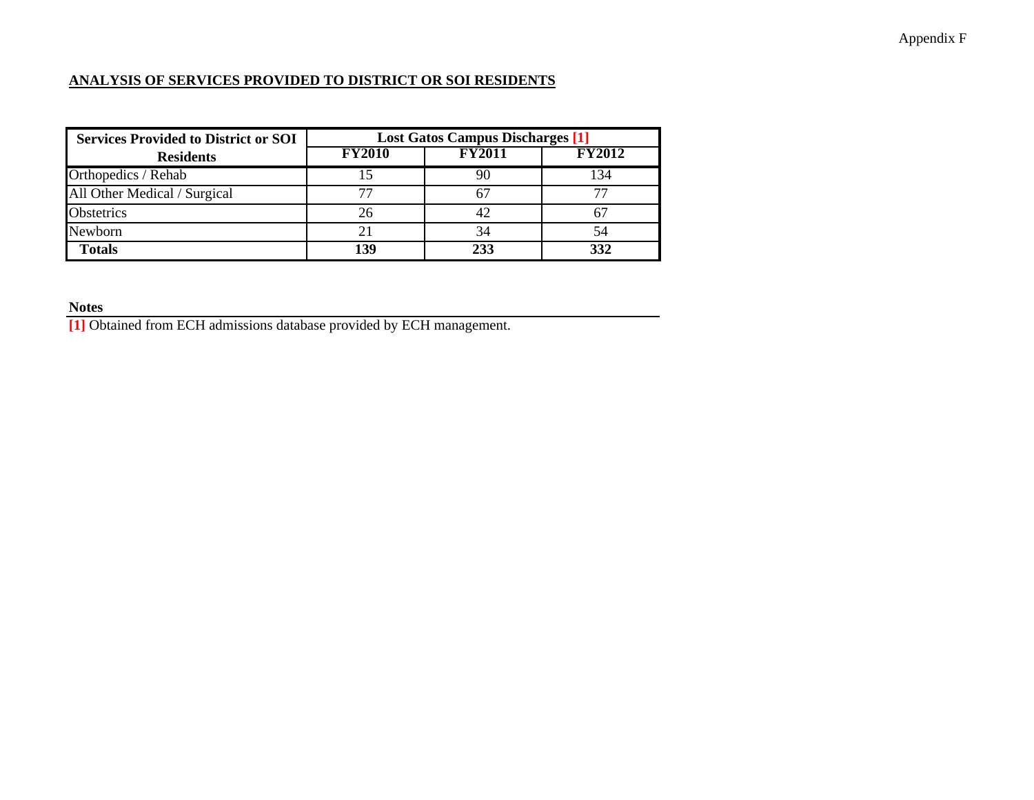Appendix F

## ANALYSIS OF SERVICES PROVIDED TO DISTRICT OR SOI RESIDENTS

| Services Provided to District or SOI Residents | Lost Gatos Campus Discharges [1] | | |
|---|---|---|---|
| | FY2010 | FY2011 | FY2012 |
| Orthopedics / Rehab | 15 | 90 | 134 |
| All Other Medical / Surgical | 77 | 67 | 77 |
| Obstetrics | 26 | 42 | 67 |
| Newborn | 21 | 34 | 54 |
| **Totals** | **139** | **233** | **332** |

**Notes**

[1] Obtained from ECH admissions database provided by ECH management.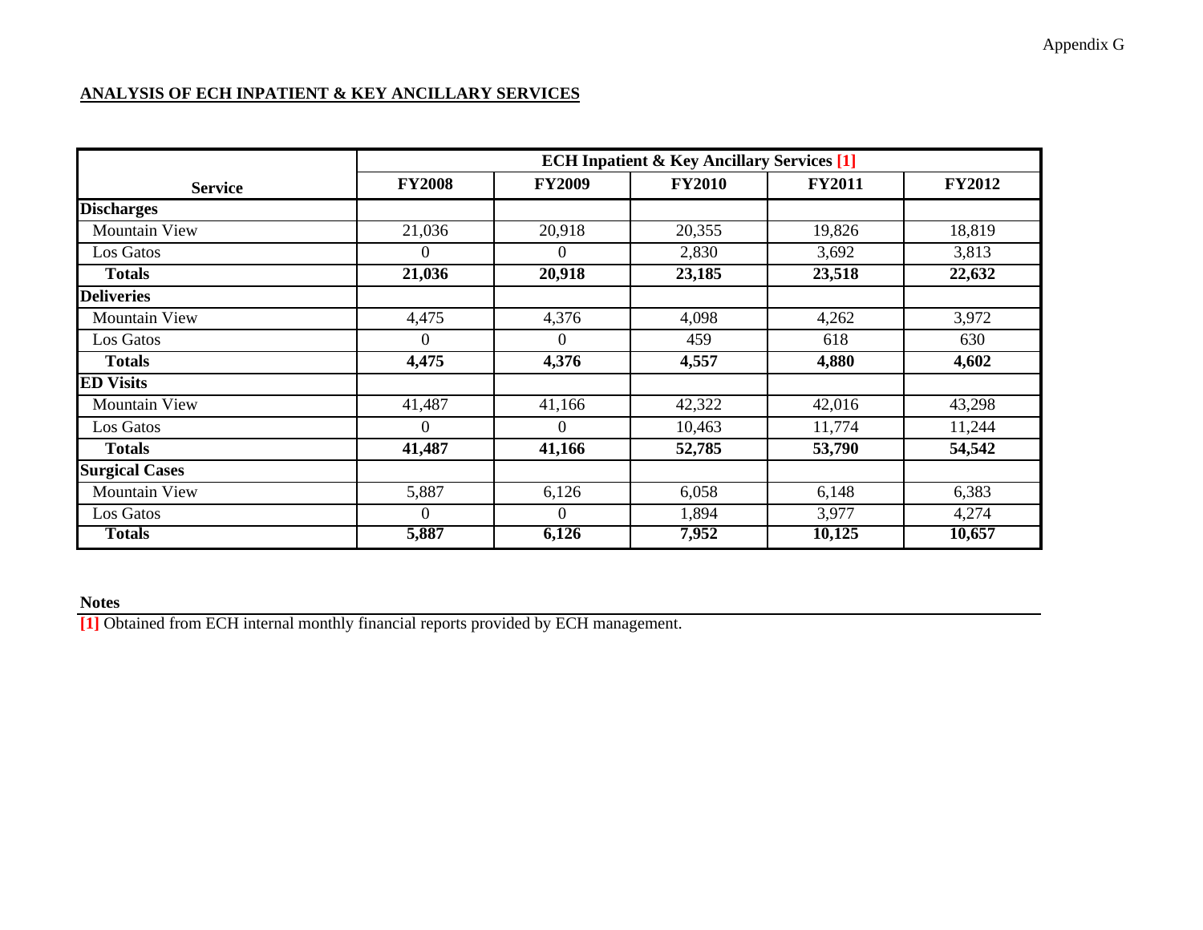Appendix G

## ANALYSIS OF ECH INPATIENT & KEY ANCILLARY SERVICES

| Service | ECH Inpatient & Key Ancillary Services [1] | | | | |
|---|---|---|---|---|---|
| | **FY2008** | **FY2009** | **FY2010** | **FY2011** | **FY2012** |
| **Discharges** | | | | | |
| Mountain View | 21,036 | 20,918 | 20,355 | 19,826 | 18,819 |
| Los Gatos | 0 | 0 | 2,830 | 3,692 | 3,813 |
| **Totals** | **21,036** | **20,918** | **23,185** | **23,518** | **22,632** |
| **Deliveries** | | | | | |
| Mountain View | 4,475 | 4,376 | 4,098 | 4,262 | 3,972 |
| Los Gatos | 0 | 0 | 459 | 618 | 630 |
| **Totals** | **4,475** | **4,376** | **4,557** | **4,880** | **4,602** |
| **ED Visits** | | | | | |
| Mountain View | 41,487 | 41,166 | 42,322 | 42,016 | 43,298 |
| Los Gatos | 0 | 0 | 10,463 | 11,774 | 11,244 |
| **Totals** | **41,487** | **41,166** | **52,785** | **53,790** | **54,542** |
| **Surgical Cases** | | | | | |
| Mountain View | 5,887 | 6,126 | 6,058 | 6,148 | 6,383 |
| Los Gatos | 0 | 0 | 1,894 | 3,977 | 4,274 |
| **Totals** | **5,887** | **6,126** | **7,952** | **10,125** | **10,657** |

**Notes**

[1] Obtained from ECH internal monthly financial reports provided by ECH management.